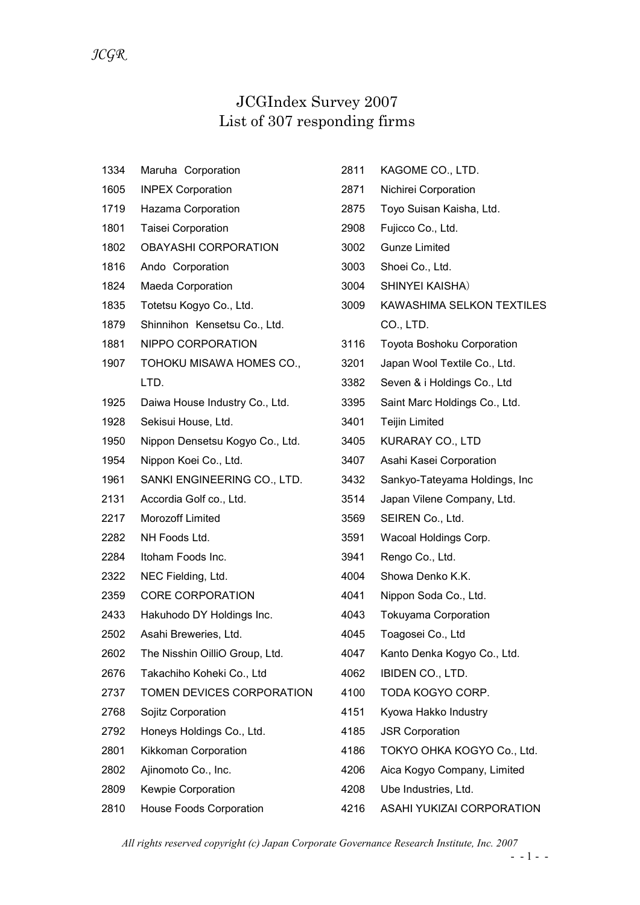# JCGIndex Survey 2007
## List of 307 responding firms

| | |
|---|---|
| 1334 | Maruha Corporation |
| 1605 | INPEX Corporation |
| 1719 | Hazama Corporation |
| 1801 | Taisei Corporation |
| 1802 | OBAYASHI CORPORATION |
| 1816 | Ando Corporation |
| 1824 | Maeda Corporation |
| 1835 | Totetsu Kogyo Co., Ltd. |
| 1879 | Shinnihon Kensetsu Co., Ltd. |
| 1881 | NIPPO CORPORATION |
| 1907 | TOHOKU MISAWA HOMES CO., LTD. |
| 1925 | Daiwa House Industry Co., Ltd. |
| 1928 | Sekisui House, Ltd. |
| 1950 | Nippon Densetsu Kogyo Co., Ltd. |
| 1954 | Nippon Koei Co., Ltd. |
| 1961 | SANKI ENGINEERING CO., LTD. |
| 2131 | Accordia Golf co., Ltd. |
| 2217 | Morozoff Limited |
| 2282 | NH Foods Ltd. |
| 2284 | Itoham Foods Inc. |
| 2322 | NEC Fielding, Ltd. |
| 2359 | CORE CORPORATION |
| 2433 | Hakuhodo DY Holdings Inc. |
| 2502 | Asahi Breweries, Ltd. |
| 2602 | The Nisshin OilliO Group, Ltd. |
| 2676 | Takachiho Koheki Co., Ltd |
| 2737 | TOMEN DEVICES CORPORATION |
| 2768 | Sojitz Corporation |
| 2792 | Honeys Holdings Co., Ltd. |
| 2801 | Kikkoman Corporation |
| 2802 | Ajinomoto Co., Inc. |
| 2809 | Kewpie Corporation |
| 2810 | House Foods Corporation |
| 2811 | KAGOME CO., LTD. |
| 2871 | Nichirei Corporation |
| 2875 | Toyo Suisan Kaisha, Ltd. |
| 2908 | Fujicco Co., Ltd. |
| 3002 | Gunze Limited |
| 3003 | Shoei Co., Ltd. |
| 3004 | SHINYEI KAISHA) |
| 3009 | KAWASHIMA SELKON TEXTILES CO., LTD. |
| 3116 | Toyota Boshoku Corporation |
| 3201 | Japan Wool Textile Co., Ltd. |
| 3382 | Seven & i Holdings Co., Ltd |
| 3395 | Saint Marc Holdings Co., Ltd. |
| 3401 | Teijin Limited |
| 3405 | KURARAY CO., LTD |
| 3407 | Asahi Kasei Corporation |
| 3432 | Sankyo-Tateyama Holdings, Inc |
| 3514 | Japan Vilene Company, Ltd. |
| 3569 | SEIREN Co., Ltd. |
| 3591 | Wacoal Holdings Corp. |
| 3941 | Rengo Co., Ltd. |
| 4004 | Showa Denko K.K. |
| 4041 | Nippon Soda Co., Ltd. |
| 4043 | Tokuyama Corporation |
| 4045 | Toagosei Co., Ltd |
| 4047 | Kanto Denka Kogyo Co., Ltd. |
| 4062 | IBIDEN CO., LTD. |
| 4100 | TODA KOGYO CORP. |
| 4151 | Kyowa Hakko Industry |
| 4185 | JSR Corporation |
| 4186 | TOKYO OHKA KOGYO Co., Ltd. |
| 4206 | Aica Kogyo Company, Limited |
| 4208 | Ube Industries, Ltd. |
| 4216 | ASAHI YUKIZAI CORPORATION |

*All rights reserved copyright (c) Japan Corporate Governance Research Institute, Inc. 2007*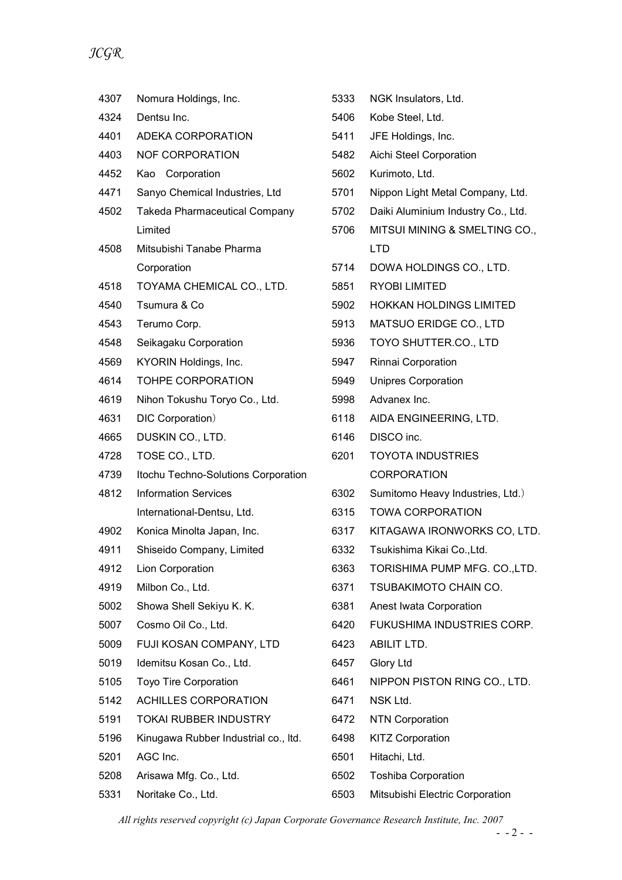| Code | Company |
|---|---|
| 4307 | Nomura Holdings, Inc. |
| 4324 | Dentsu Inc. |
| 4401 | ADEKA CORPORATION |
| 4403 | NOF CORPORATION |
| 4452 | Kao Corporation |
| 4471 | Sanyo Chemical Industries, Ltd |
| 4502 | Takeda Pharmaceutical Company Limited |
| 4508 | Mitsubishi Tanabe Pharma Corporation |
| 4518 | TOYAMA CHEMICAL CO., LTD. |
| 4540 | Tsumura & Co |
| 4543 | Terumo Corp. |
| 4548 | Seikagaku Corporation |
| 4569 | KYORIN Holdings, Inc. |
| 4614 | TOHPE CORPORATION |
| 4619 | Nihon Tokushu Toryo Co., Ltd. |
| 4631 | DIC Corporation） |
| 4665 | DUSKIN CO., LTD. |
| 4728 | TOSE CO., LTD. |
| 4739 | Itochu Techno-Solutions Corporation |
| 4812 | Information Services International-Dentsu, Ltd. |
| 4902 | Konica Minolta Japan, Inc. |
| 4911 | Shiseido Company, Limited |
| 4912 | Lion Corporation |
| 4919 | Milbon Co., Ltd. |
| 5002 | Showa Shell Sekiyu K. K. |
| 5007 | Cosmo Oil Co., Ltd. |
| 5009 | FUJI KOSAN COMPANY, LTD |
| 5019 | Idemitsu Kosan Co., Ltd. |
| 5105 | Toyo Tire Corporation |
| 5142 | ACHILLES CORPORATION |
| 5191 | TOKAI RUBBER INDUSTRY |
| 5196 | Kinugawa Rubber Industrial co., ltd. |
| 5201 | AGC Inc. |
| 5208 | Arisawa Mfg. Co., Ltd. |
| 5331 | Noritake Co., Ltd. |
| 5333 | NGK Insulators, Ltd. |
| 5406 | Kobe Steel, Ltd. |
| 5411 | JFE Holdings, Inc. |
| 5482 | Aichi Steel Corporation |
| 5602 | Kurimoto, Ltd. |
| 5701 | Nippon Light Metal Company, Ltd. |
| 5702 | Daiki Aluminium Industry Co., Ltd. |
| 5706 | MITSUI MINING & SMELTING CO., LTD |
| 5714 | DOWA HOLDINGS CO., LTD. |
| 5851 | RYOBI LIMITED |
| 5902 | HOKKAN HOLDINGS LIMITED |
| 5913 | MATSUO ERIDGE CO., LTD |
| 5936 | TOYO SHUTTER.CO., LTD |
| 5947 | Rinnai Corporation |
| 5949 | Unipres Corporation |
| 5998 | Advanex Inc. |
| 6118 | AIDA ENGINEERING, LTD. |
| 6146 | DISCO inc. |
| 6201 | TOYOTA INDUSTRIES CORPORATION |
| 6302 | Sumitomo Heavy Industries, Ltd.） |
| 6315 | TOWA CORPORATION |
| 6317 | KITAGAWA IRONWORKS CO, LTD. |
| 6332 | Tsukishima Kikai Co.,Ltd. |
| 6363 | TORISHIMA PUMP MFG. CO.,LTD. |
| 6371 | TSUBAKIMOTO CHAIN CO. |
| 6381 | Anest Iwata Corporation |
| 6420 | FUKUSHIMA INDUSTRIES CORP. |
| 6423 | ABILIT LTD. |
| 6457 | Glory Ltd |
| 6461 | NIPPON PISTON RING CO., LTD. |
| 6471 | NSK Ltd. |
| 6472 | NTN Corporation |
| 6498 | KITZ Corporation |
| 6501 | Hitachi, Ltd. |
| 6502 | Toshiba Corporation |
| 6503 | Mitsubishi Electric Corporation |

*All rights reserved copyright (c) Japan Corporate Governance Research Institute, Inc. 2007*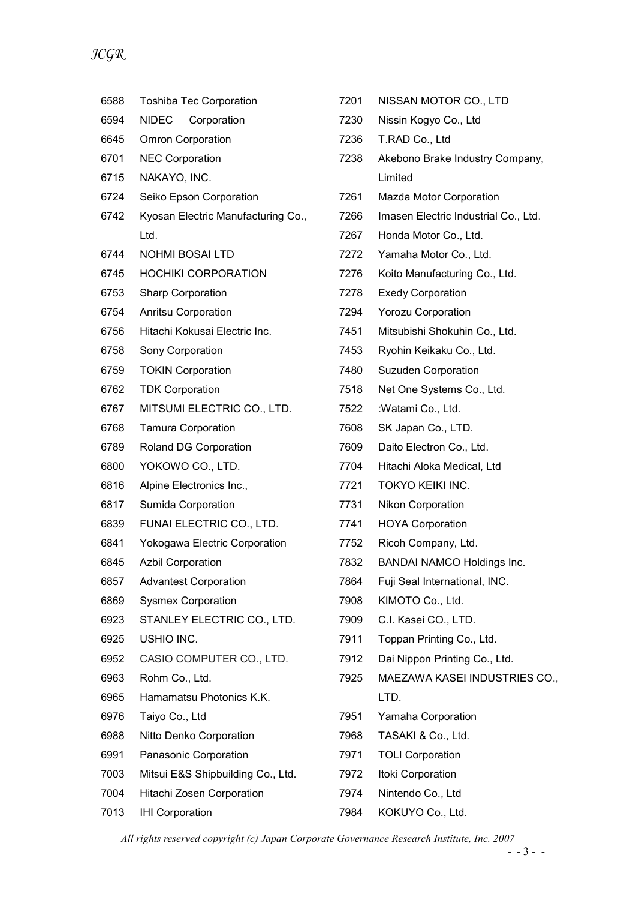6588 Toshiba Tec Corporation
6594 NIDEC Corporation
6645 Omron Corporation
6701 NEC Corporation
6715 NAKAYO, INC.
6724 Seiko Epson Corporation
6742 Kyosan Electric Manufacturing Co., Ltd.
6744 NOHMI BOSAI LTD
6745 HOCHIKI CORPORATION
6753 Sharp Corporation
6754 Anritsu Corporation
6756 Hitachi Kokusai Electric Inc.
6758 Sony Corporation
6759 TOKIN Corporation
6762 TDK Corporation
6767 MITSUMI ELECTRIC CO., LTD.
6768 Tamura Corporation
6789 Roland DG Corporation
6800 YOKOWO CO., LTD.
6816 Alpine Electronics Inc.,
6817 Sumida Corporation
6839 FUNAI ELECTRIC CO., LTD.
6841 Yokogawa Electric Corporation
6845 Azbil Corporation
6857 Advantest Corporation
6869 Sysmex Corporation
6923 STANLEY ELECTRIC CO., LTD.
6925 USHIO INC.
6952 CASIO COMPUTER CO., LTD.
6963 Rohm Co., Ltd.
6965 Hamamatsu Photonics K.K.
6976 Taiyo Co., Ltd
6988 Nitto Denko Corporation
6991 Panasonic Corporation
7003 Mitsui E&S Shipbuilding Co., Ltd.
7004 Hitachi Zosen Corporation
7013 IHI Corporation
7201 NISSAN MOTOR CO., LTD
7230 Nissin Kogyo Co., Ltd
7236 T.RAD Co., Ltd
7238 Akebono Brake Industry Company, Limited
7261 Mazda Motor Corporation
7266 Imasen Electric Industrial Co., Ltd.
7267 Honda Motor Co., Ltd.
7272 Yamaha Motor Co., Ltd.
7276 Koito Manufacturing Co., Ltd.
7278 Exedy Corporation
7294 Yorozu Corporation
7451 Mitsubishi Shokuhin Co., Ltd.
7453 Ryohin Keikaku Co., Ltd.
7480 Suzuden Corporation
7518 Net One Systems Co., Ltd.
7522 :Watami Co., Ltd.
7608 SK Japan Co., LTD.
7609 Daito Electron Co., Ltd.
7704 Hitachi Aloka Medical, Ltd
7721 TOKYO KEIKI INC.
7731 Nikon Corporation
7741 HOYA Corporation
7752 Ricoh Company, Ltd.
7832 BANDAI NAMCO Holdings Inc.
7864 Fuji Seal International, INC.
7908 KIMOTO Co., Ltd.
7909 C.I. Kasei CO., LTD.
7911 Toppan Printing Co., Ltd.
7912 Dai Nippon Printing Co., Ltd.
7925 MAEZAWA KASEI INDUSTRIES CO., LTD.
7951 Yamaha Corporation
7968 TASAKI & Co., Ltd.
7971 TOLI Corporation
7972 Itoki Corporation
7974 Nintendo Co., Ltd
7984 KOKUYO Co., Ltd.

*All rights reserved copyright (c) Japan Corporate Governance Research Institute, Inc. 2007*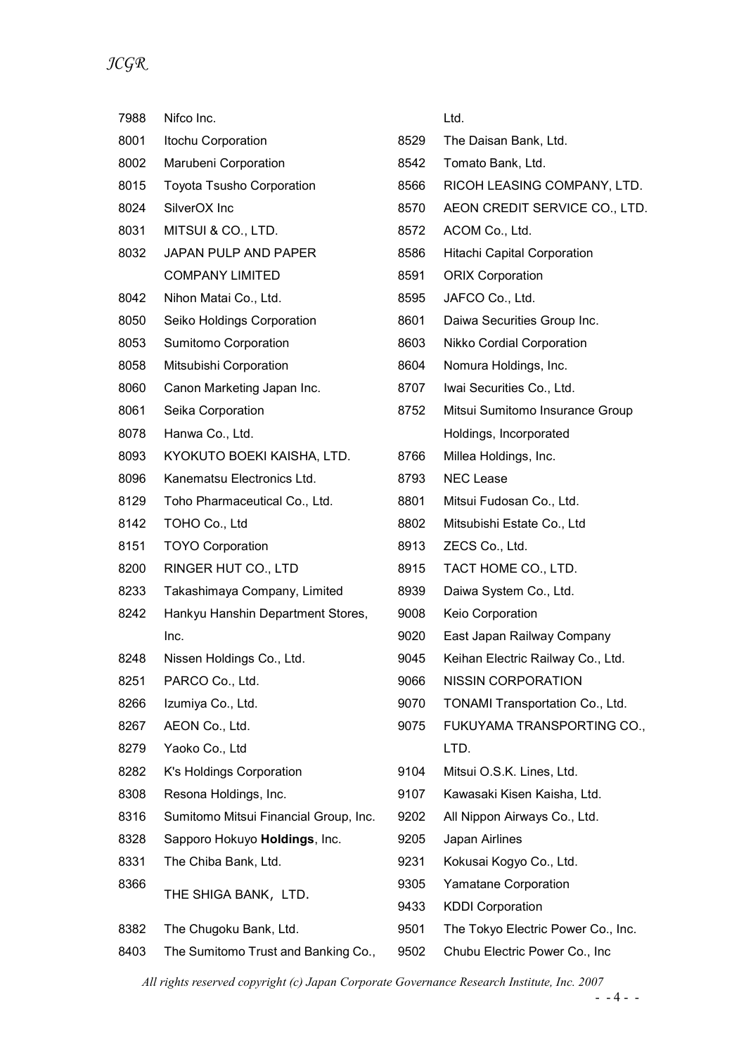| | |
|---|---|
| 7988 | Nifco Inc. |
| 8001 | Itochu Corporation |
| 8002 | Marubeni Corporation |
| 8015 | Toyota Tsusho Corporation |
| 8024 | SilverOX Inc |
| 8031 | MITSUI & CO., LTD. |
| 8032 | JAPAN PULP AND PAPER COMPANY LIMITED |
| 8042 | Nihon Matai Co., Ltd. |
| 8050 | Seiko Holdings Corporation |
| 8053 | Sumitomo Corporation |
| 8058 | Mitsubishi Corporation |
| 8060 | Canon Marketing Japan Inc. |
| 8061 | Seika Corporation |
| 8078 | Hanwa Co., Ltd. |
| 8093 | KYOKUTO BOEKI KAISHA, LTD. |
| 8096 | Kanematsu Electronics Ltd. |
| 8129 | Toho Pharmaceutical Co., Ltd. |
| 8142 | TOHO Co., Ltd |
| 8151 | TOYO Corporation |
| 8200 | RINGER HUT CO., LTD |
| 8233 | Takashimaya Company, Limited |
| 8242 | Hankyu Hanshin Department Stores, Inc. |
| 8248 | Nissen Holdings Co., Ltd. |
| 8251 | PARCO Co., Ltd. |
| 8266 | Izumiya Co., Ltd. |
| 8267 | AEON Co., Ltd. |
| 8279 | Yaoko Co., Ltd |
| 8282 | K's Holdings Corporation |
| 8308 | Resona Holdings, Inc. |
| 8316 | Sumitomo Mitsui Financial Group, Inc. |
| 8328 | Sapporo Hokuyo **Holdings**, Inc. |
| 8331 | The Chiba Bank, Ltd. |
| 8366 | THE SHIGA BANK，LTD. |
| 8382 | The Chugoku Bank, Ltd. |
| 8403 | The Sumitomo Trust and Banking Co., Ltd. |
| 8529 | The Daisan Bank, Ltd. |
| 8542 | Tomato Bank, Ltd. |
| 8566 | RICOH LEASING COMPANY, LTD. |
| 8570 | AEON CREDIT SERVICE CO., LTD. |
| 8572 | ACOM Co., Ltd. |
| 8586 | Hitachi Capital Corporation |
| 8591 | ORIX Corporation |
| 8595 | JAFCO Co., Ltd. |
| 8601 | Daiwa Securities Group Inc. |
| 8603 | Nikko Cordial Corporation |
| 8604 | Nomura Holdings, Inc. |
| 8707 | Iwai Securities Co., Ltd. |
| 8752 | Mitsui Sumitomo Insurance Group Holdings, Incorporated |
| 8766 | Millea Holdings, Inc. |
| 8793 | NEC Lease |
| 8801 | Mitsui Fudosan Co., Ltd. |
| 8802 | Mitsubishi Estate Co., Ltd |
| 8913 | ZECS Co., Ltd. |
| 8915 | TACT HOME CO., LTD. |
| 8939 | Daiwa System Co., Ltd. |
| 9008 | Keio Corporation |
| 9020 | East Japan Railway Company |
| 9045 | Keihan Electric Railway Co., Ltd. |
| 9066 | NISSIN CORPORATION |
| 9070 | TONAMI Transportation Co., Ltd. |
| 9075 | FUKUYAMA TRANSPORTING CO., LTD. |
| 9104 | Mitsui O.S.K. Lines, Ltd. |
| 9107 | Kawasaki Kisen Kaisha, Ltd. |
| 9202 | All Nippon Airways Co., Ltd. |
| 9205 | Japan Airlines |
| 9231 | Kokusai Kogyo Co., Ltd. |
| 9305 | Yamatane Corporation |
| 9433 | KDDI Corporation |
| 9501 | The Tokyo Electric Power Co., Inc. |
| 9502 | Chubu Electric Power Co., Inc |

*All rights reserved copyright (c) Japan Corporate Governance Research Institute, Inc. 2007*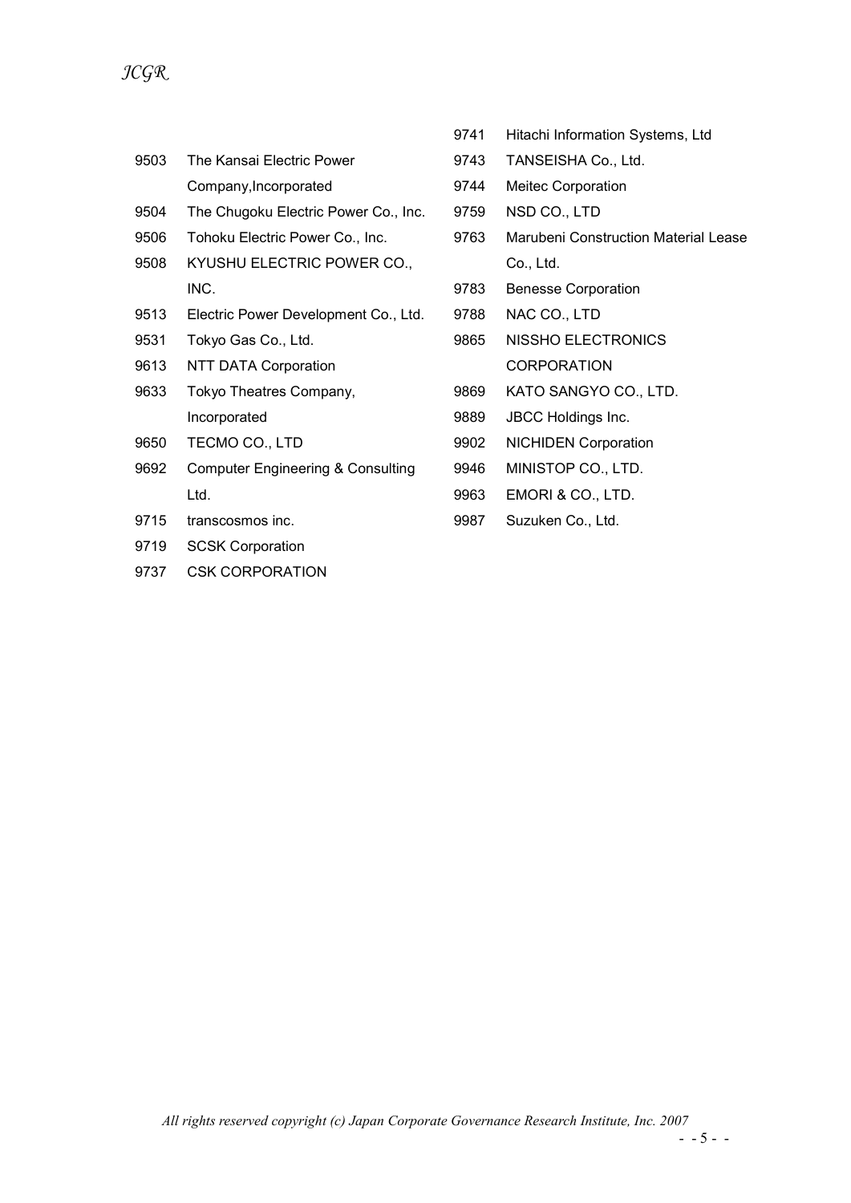9503 The Kansai Electric Power Company,Incorporated
9504 The Chugoku Electric Power Co., Inc.
9506 Tohoku Electric Power Co., Inc.
9508 KYUSHU ELECTRIC POWER CO., INC.
9513 Electric Power Development Co., Ltd.
9531 Tokyo Gas Co., Ltd.
9613 NTT DATA Corporation
9633 Tokyo Theatres Company, Incorporated
9650 TECMO CO., LTD
9692 Computer Engineering & Consulting Ltd.
9715 transcosmos inc.
9719 SCSK Corporation
9737 CSK CORPORATION
9741 Hitachi Information Systems, Ltd
9743 TANSEISHA Co., Ltd.
9744 Meitec Corporation
9759 NSD CO., LTD
9763 Marubeni Construction Material Lease Co., Ltd.
9783 Benesse Corporation
9788 NAC CO., LTD
9865 NISSHO ELECTRONICS CORPORATION
9869 KATO SANGYO CO., LTD.
9889 JBCC Holdings Inc.
9902 NICHIDEN Corporation
9946 MINISTOP CO., LTD.
9963 EMORI & CO., LTD.
9987 Suzuken Co., Ltd.

*All rights reserved copyright (c) Japan Corporate Governance Research Institute, Inc. 2007*